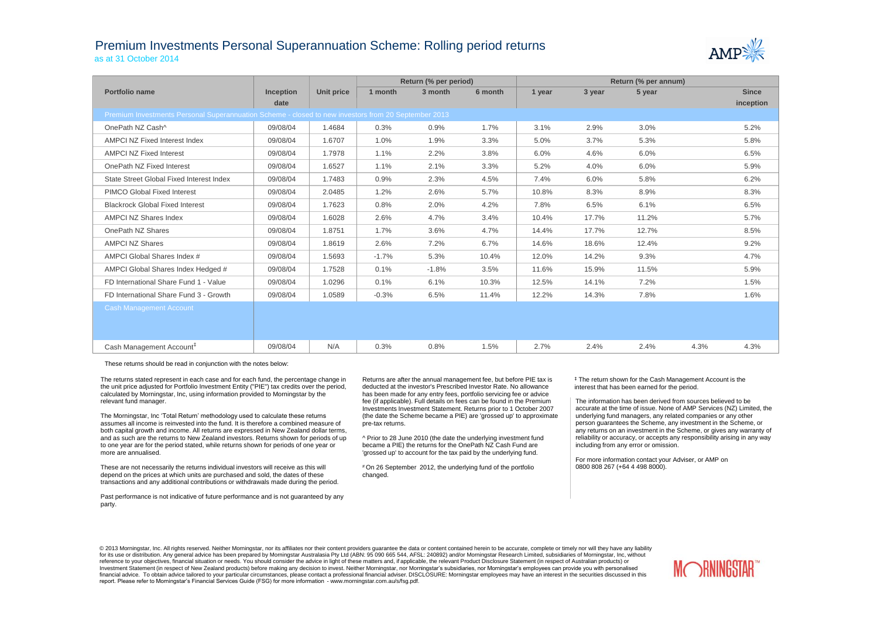# Premium Investments Personal Superannuation Scheme: Rolling period returns

as at 31 October 2014

| Portfolio name | Inception date | Unit price | Return (% per period) | | | Return (% per annum) | | | | |
|---|---|---|---|---|---|---|---|---|---|---|
| | | | 1 month | 3 month | 6 month | 1 year | 3 year | 5 year | | Since inception |
| **Premium Investments Personal Superannuation Scheme - closed to new investors from 20 September 2013** | | | | | | | | | | |
| OnePath NZ Cash^ | 09/08/04 | 1.4684 | 0.3% | 0.9% | 1.7% | 3.1% | 2.9% | 3.0% | | 5.2% |
| AMPCI NZ Fixed Interest Index | 09/08/04 | 1.6707 | 1.0% | 1.9% | 3.3% | 5.0% | 3.7% | 5.3% | | 5.8% |
| AMPCI NZ Fixed Interest | 09/08/04 | 1.7978 | 1.1% | 2.2% | 3.8% | 6.0% | 4.6% | 6.0% | | 6.5% |
| OnePath NZ Fixed Interest | 09/08/04 | 1.6527 | 1.1% | 2.1% | 3.3% | 5.2% | 4.0% | 6.0% | | 5.9% |
| State Street Global Fixed Interest Index | 09/08/04 | 1.7483 | 0.9% | 2.3% | 4.5% | 7.4% | 6.0% | 5.8% | | 6.2% |
| PIMCO Global Fixed Interest | 09/08/04 | 2.0485 | 1.2% | 2.6% | 5.7% | 10.8% | 8.3% | 8.9% | | 8.3% |
| Blackrock Global Fixed Interest | 09/08/04 | 1.7623 | 0.8% | 2.0% | 4.2% | 7.8% | 6.5% | 6.1% | | 6.5% |
| AMPCI NZ Shares Index | 09/08/04 | 1.6028 | 2.6% | 4.7% | 3.4% | 10.4% | 17.7% | 11.2% | | 5.7% |
| OnePath NZ Shares | 09/08/04 | 1.8751 | 1.7% | 3.6% | 4.7% | 14.4% | 17.7% | 12.7% | | 8.5% |
| AMPCI NZ Shares | 09/08/04 | 1.8619 | 2.6% | 7.2% | 6.7% | 14.6% | 18.6% | 12.4% | | 9.2% |
| AMPCI Global Shares Index # | 09/08/04 | 1.5693 | -1.7% | 5.3% | 10.4% | 12.0% | 14.2% | 9.3% | | 4.7% |
| AMPCI Global Shares Index Hedged # | 09/08/04 | 1.7528 | 0.1% | -1.8% | 3.5% | 11.6% | 15.9% | 11.5% | | 5.9% |
| FD International Share Fund 1 - Value | 09/08/04 | 1.0296 | 0.1% | 6.1% | 10.3% | 12.5% | 14.1% | 7.2% | | 1.5% |
| FD International Share Fund 3 - Growth | 09/08/04 | 1.0589 | -0.3% | 6.5% | 11.4% | 12.2% | 14.3% | 7.8% | | 1.6% |
| **Cash Management Account** | | | | | | | | | | |
| Cash Management Account‡ | 09/08/04 | N/A | 0.3% | 0.8% | 1.5% | 2.7% | 2.4% | 2.4% | 4.3% | 4.3% |

These returns should be read in conjunction with the notes below:

The returns stated represent in each case and for each fund, the percentage change in the unit price adjusted for Portfolio Investment Entity ("PIE") tax credits over the period, calculated by Morningstar, Inc, using information provided to Morningstar by the relevant fund manager.

The Morningstar, Inc 'Total Return' methodology used to calculate these returns assumes all income is reinvested into the fund. It is therefore a combined measure of both capital growth and income. All returns are expressed in New Zealand dollar terms, and as such are the returns to New Zealand investors. Returns shown for periods of up to one year are for the period stated, while returns shown for periods of one year or more are annualised.

These are not necessarily the returns individual investors will receive as this will depend on the prices at which units are purchased and sold, the dates of these transactions and any additional contributions or withdrawals made during the period.

Past performance is not indicative of future performance and is not guaranteed by any party.

Returns are after the annual management fee, but before PIE tax is deducted at the investor's Prescribed Investor Rate. No allowance has been made for any entry fees, portfolio servicing fee or advice fee (if applicable). Full details on fees can be found in the Premium Investments Investment Statement. Returns prior to 1 October 2007 (the date the Scheme became a PIE) are 'grossed up' to approximate pre-tax returns.

^ Prior to 28 June 2010 (the date the underlying investment fund became a PIE) the returns for the OnePath NZ Cash Fund are 'grossed up' to account for the tax paid by the underlying fund.

# On 26 September 2012, the underlying fund of the portfolio changed.

‡ The return shown for the Cash Management Account is the interest that has been earned for the period.

The information has been derived from sources believed to be accurate at the time of issue. None of AMP Services (NZ) Limited, the underlying fund managers, any related companies or any other person guarantees the Scheme, any investment in the Scheme, or any returns on an investment in the Scheme, or gives any warranty of reliability or accuracy, or accepts any responsibility arising in any way including from any error or omission.

For more information contact your Adviser, or AMP on 0800 808 267 (+64 4 498 8000).

© 2013 Morningstar, Inc. All rights reserved. Neither Morningstar, nor its affiliates nor their content providers guarantee the data or content contained herein to be accurate, complete or timely nor will they have any liability for its use or distribution. Any general advice has been prepared by Morningstar Australasia Pty Ltd (ABN: 95 090 665 544, AFSL: 240892) and/or Morningstar Research Limited, subsidiaries of Morningstar, Inc, without reference to your objectives, financial situation or needs. You should consider the advice in light of these matters and, if applicable, the relevant Product Disclosure Statement (in respect of Australian products) or Investment Statement (in respect of New Zealand products) before making any decision to invest. Neither Morningstar, nor Morningstar's subsidiaries, nor Morningstar's employees can provide you with personalised financial advice. To obtain advice tailored to your particular circumstances, please contact a professional financial adviser. DISCLOSURE: Morningstar employees may have an interest in the securities discussed in this report. Please refer to Morningstar's Financial Services Guide (FSG) for more information - www.morningstar.com.au/s/fsg.pdf.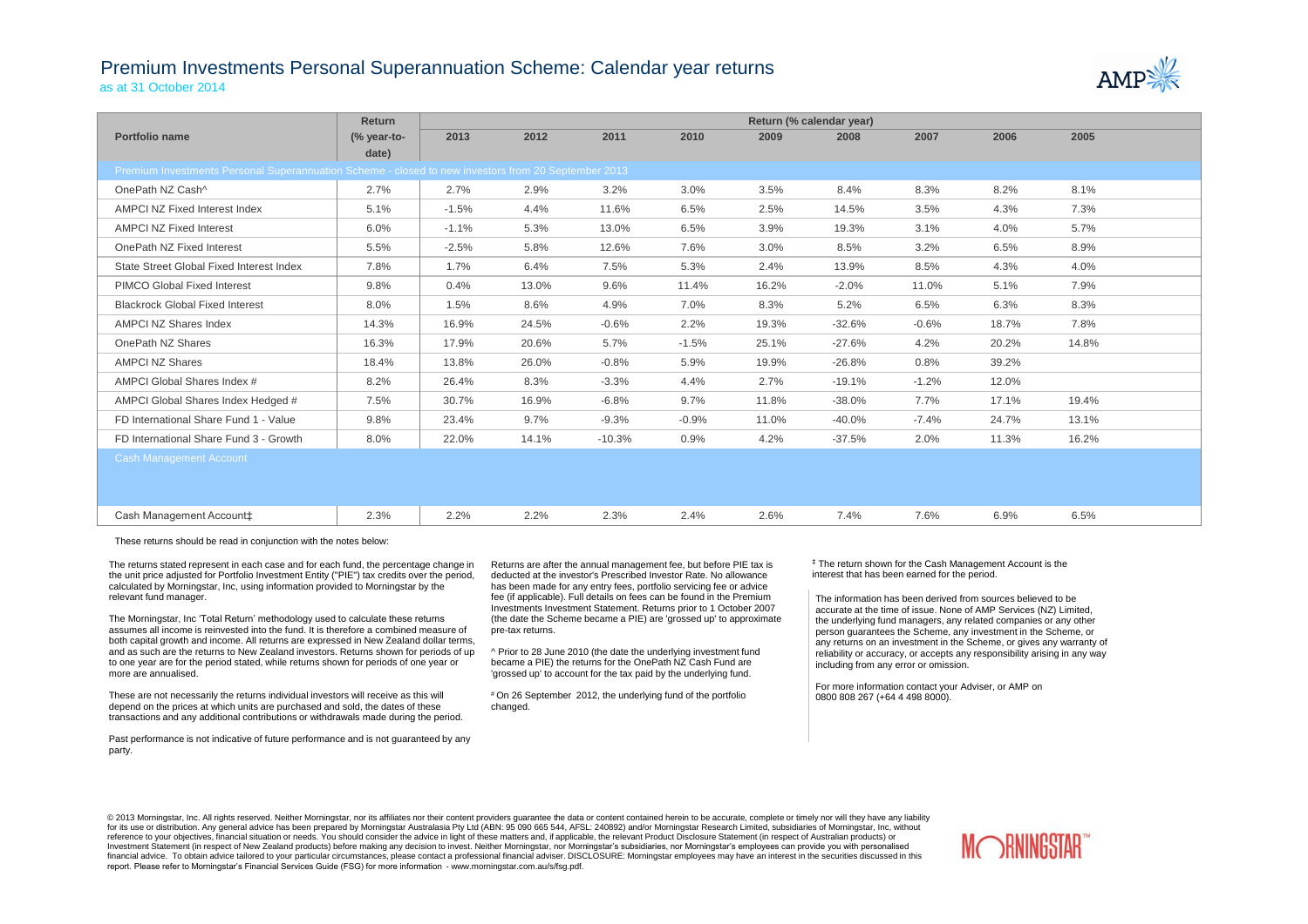# Premium Investments Personal Superannuation Scheme: Calendar year returns

as at 31 October 2014

| Portfolio name | Return (% year-to-date) | Return (% calendar year) | | | | | | | | |
|---|---|---|---|---|---|---|---|---|---|---|
| | | 2013 | 2012 | 2011 | 2010 | 2009 | 2008 | 2007 | 2006 | 2005 |
| Premium Investments Personal Superannuation Scheme - closed to new investors from 20 September 2013 | | | | | | | | | | |
| OnePath NZ Cash^ | 2.7% | 2.7% | 2.9% | 3.2% | 3.0% | 3.5% | 8.4% | 8.3% | 8.2% | 8.1% |
| AMPCI NZ Fixed Interest Index | 5.1% | -1.5% | 4.4% | 11.6% | 6.5% | 2.5% | 14.5% | 3.5% | 4.3% | 7.3% |
| AMPCI NZ Fixed Interest | 6.0% | -1.1% | 5.3% | 13.0% | 6.5% | 3.9% | 19.3% | 3.1% | 4.0% | 5.7% |
| OnePath NZ Fixed Interest | 5.5% | -2.5% | 5.8% | 12.6% | 7.6% | 3.0% | 8.5% | 3.2% | 6.5% | 8.9% |
| State Street Global Fixed Interest Index | 7.8% | 1.7% | 6.4% | 7.5% | 5.3% | 2.4% | 13.9% | 8.5% | 4.3% | 4.0% |
| PIMCO Global Fixed Interest | 9.8% | 0.4% | 13.0% | 9.6% | 11.4% | 16.2% | -2.0% | 11.0% | 5.1% | 7.9% |
| Blackrock Global Fixed Interest | 8.0% | 1.5% | 8.6% | 4.9% | 7.0% | 8.3% | 5.2% | 6.5% | 6.3% | 8.3% |
| AMPCI NZ Shares Index | 14.3% | 16.9% | 24.5% | -0.6% | 2.2% | 19.3% | -32.6% | -0.6% | 18.7% | 7.8% |
| OnePath NZ Shares | 16.3% | 17.9% | 20.6% | 5.7% | -1.5% | 25.1% | -27.6% | 4.2% | 20.2% | 14.8% |
| AMPCI NZ Shares | 18.4% | 13.8% | 26.0% | -0.8% | 5.9% | 19.9% | -26.8% | 0.8% | 39.2% | |
| AMPCI Global Shares Index # | 8.2% | 26.4% | 8.3% | -3.3% | 4.4% | 2.7% | -19.1% | -1.2% | 12.0% | |
| AMPCI Global Shares Index Hedged # | 7.5% | 30.7% | 16.9% | -6.8% | 9.7% | 11.8% | -38.0% | 7.7% | 17.1% | 19.4% |
| FD International Share Fund 1 - Value | 9.8% | 23.4% | 9.7% | -9.3% | -0.9% | 11.0% | -40.0% | -7.4% | 24.7% | 13.1% |
| FD International Share Fund 3 - Growth | 8.0% | 22.0% | 14.1% | -10.3% | 0.9% | 4.2% | -37.5% | 2.0% | 11.3% | 16.2% |
| Cash Management Account | | | | | | | | | | |
| Cash Management Account‡ | 2.3% | 2.2% | 2.2% | 2.3% | 2.4% | 2.6% | 7.4% | 7.6% | 6.9% | 6.5% |

These returns should be read in conjunction with the notes below:

The returns stated represent in each case and for each fund, the percentage change in the unit price adjusted for Portfolio Investment Entity ("PIE") tax credits over the period, calculated by Morningstar, Inc, using information provided to Morningstar by the relevant fund manager.

The Morningstar, Inc 'Total Return' methodology used to calculate these returns assumes all income is reinvested into the fund. It is therefore a combined measure of both capital growth and income. All returns are expressed in New Zealand dollar terms, and as such are the returns to New Zealand investors. Returns shown for periods of up to one year are for the period stated, while returns shown for periods of one year or more are annualised.

These are not necessarily the returns individual investors will receive as this will depend on the prices at which units are purchased and sold, the dates of these transactions and any additional contributions or withdrawals made during the period.

Past performance is not indicative of future performance and is not guaranteed by any party.

Returns are after the annual management fee, but before PIE tax is deducted at the investor's Prescribed Investor Rate. No allowance has been made for any entry fees, portfolio servicing fee or advice fee (if applicable). Full details on fees can be found in the Premium Investments Investment Statement. Returns prior to 1 October 2007 (the date the Scheme became a PIE) are 'grossed up' to approximate pre-tax returns.

^ Prior to 28 June 2010 (the date the underlying investment fund became a PIE) the returns for the OnePath NZ Cash Fund are 'grossed up' to account for the tax paid by the underlying fund.

# On 26 September 2012, the underlying fund of the portfolio changed.

‡ The return shown for the Cash Management Account is the interest that has been earned for the period.

The information has been derived from sources believed to be accurate at the time of issue. None of AMP Services (NZ) Limited, the underlying fund managers, any related companies or any other person guarantees the Scheme, any investment in the Scheme, or any returns on an investment in the Scheme, or gives any warranty of reliability or accuracy, or accepts any responsibility arising in any way including from any error or omission.

For more information contact your Adviser, or AMP on 0800 808 267 (+64 4 498 8000).

© 2013 Morningstar, Inc. All rights reserved. Neither Morningstar, nor its affiliates nor their content providers guarantee the data or content contained herein to be accurate, complete or timely nor will they have any liability for its use or distribution. Any general advice has been prepared by Morningstar Australasia Pty Ltd (ABN: 95 090 665 544, AFSL: 240892) and/or Morningstar Research Limited, subsidiaries of Morningstar, Inc, without reference to your objectives, financial situation or needs. You should consider the advice in light of these matters and, if applicable, the relevant Product Disclosure Statement (in respect of Australian products) or Investment Statement (in respect of New Zealand products) before making any decision to invest. Neither Morningstar, nor Morningstar's subsidiaries, nor Morningstar's employees can provide you with personalised financial advice. To obtain advice tailored to your particular circumstances, please contact a professional financial adviser. DISCLOSURE: Morningstar employees may have an interest in the securities discussed in this report. Please refer to Morningstar's Financial Services Guide (FSG) for more information - www.morningstar.com.au/s/fsg.pdf.